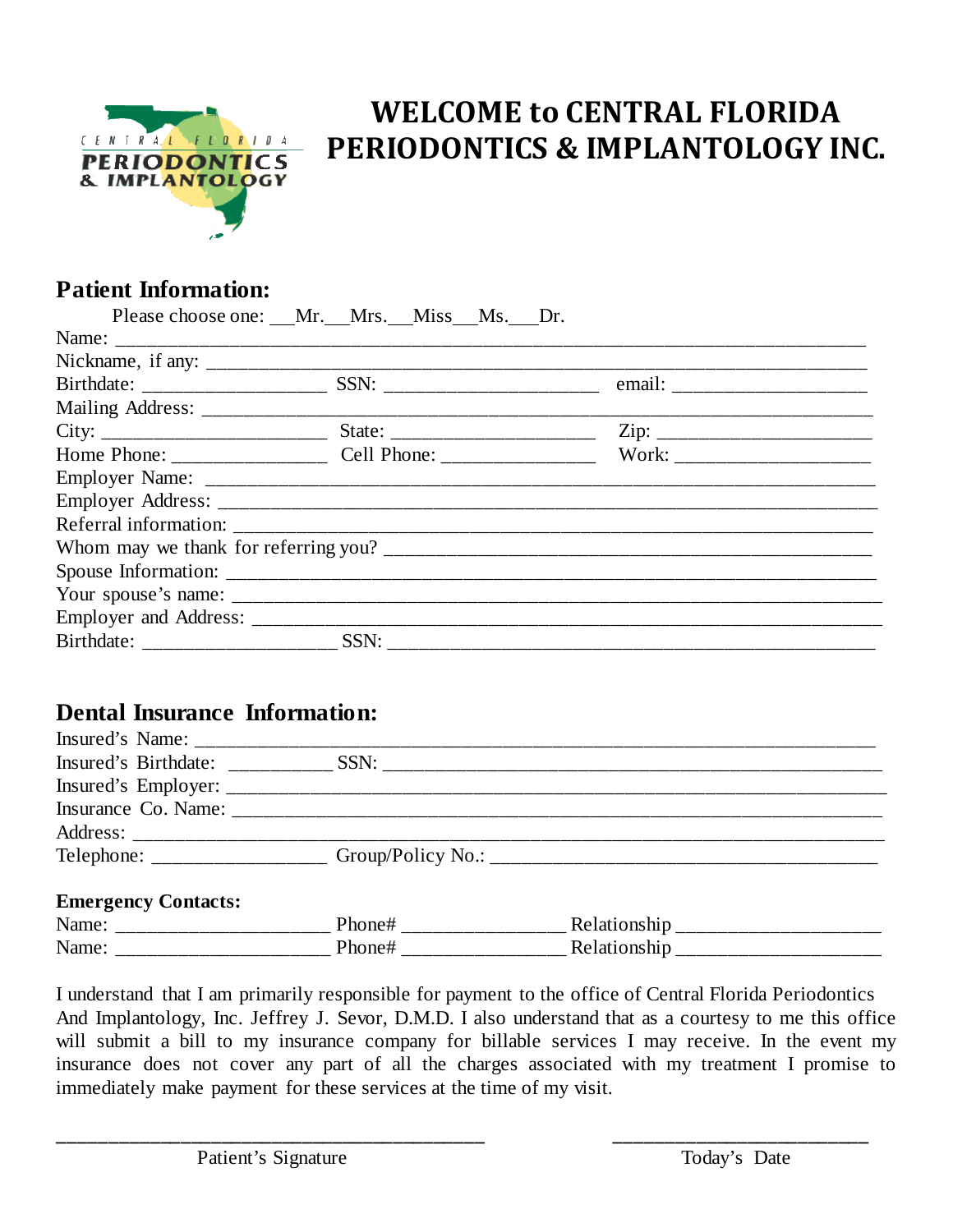# WELCOME to CENTRAL FLORIDA PERIODONTICS & IMPLANTOLOGY INC.

## Patient Information:

Please choose one: __Mr.__Mrs.__Miss__Ms.__Dr.

Name: ______________________________________________________________________________

Nickname, if any: ______________________________________________________________________

Birthdate: ___________________ SSN: ______________________ email: ____________________

Mailing Address: ________________________________________________________________________

City: _______________________ State: _____________________ Zip: ______________________

Home Phone: ________________ Cell Phone: ________________ Work: ____________________

Employer Name: _________________________________________________________________________

Employer Address: _______________________________________________________________________

Referral information: ____________________________________________________________________

Whom may we thank for referring you? ___________________________________________________

Spouse Information: _____________________________________________________________________

Your spouse's name: _____________________________________________________________________

Employer and Address: ___________________________________________________________________

Birthdate: ____________________ SSN: ___________________________________________________

## Dental Insurance Information:

Insured's Name: _________________________________________________________________________

Insured's Birthdate: ___________ SSN: ___________________________________________________

Insured's Employer: _____________________________________________________________________

Insurance Co. Name: _____________________________________________________________________

Address: ________________________________________________________________________________

Telephone: _________________ Group/Policy No.: ________________________________________

### Emergency Contacts:

Name: ______________________ Phone# ________________ Relationship _____________________

Name: ______________________ Phone# ________________ Relationship _____________________

I understand that I am primarily responsible for payment to the office of Central Florida Periodontics And Implantology, Inc. Jeffrey J. Sevor, D.M.D. I also understand that as a courtesy to me this office will submit a bill to my insurance company for billable services I may receive. In the event my insurance does not cover any part of all the charges associated with my treatment I promise to immediately make payment for these services at the time of my visit.

_____________________________________________ Patient's Signature

__________________________ Today's Date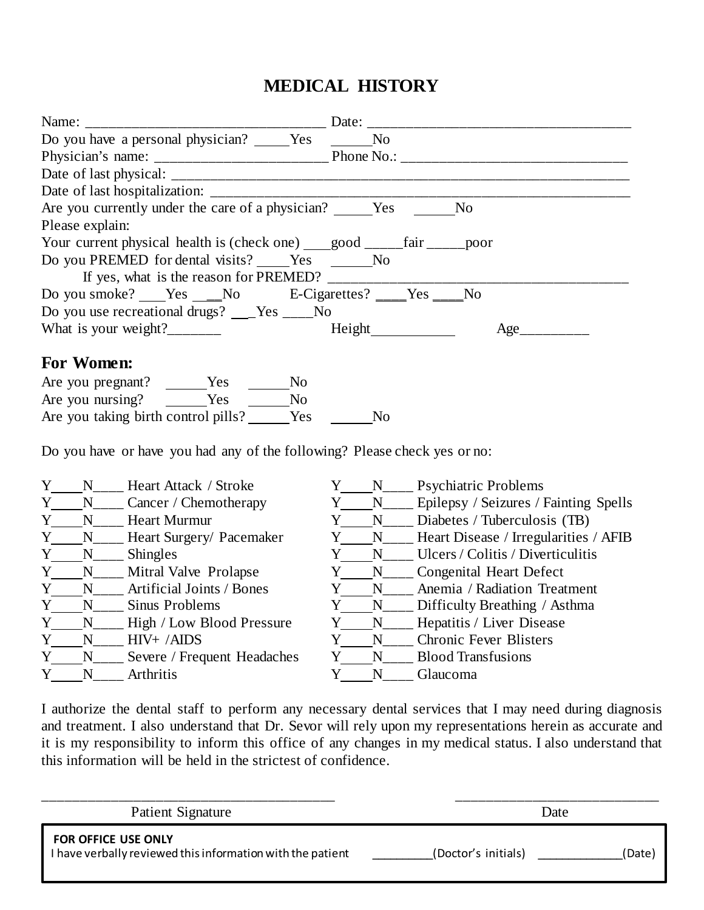# MEDICAL HISTORY

Name: ________________________________ Date: ___________________________________

Do you have a personal physician? _____Yes _____No

Physician's name: ________________________ Phone No.: ______________________________

Date of last physical: ______________________________________________________________

Date of last hospitalization: __________________________________________________________

Are you currently under the care of a physician? _____Yes _____No

Please explain:

Your current physical health is (check one) ____good _____fair _____poor

Do you PREMED for dental visits? _____Yes _____No

If yes, what is the reason for PREMED? __________________________________________

Do you smoke? ____Yes ____No E-Cigarettes? ____Yes ____No

Do you use recreational drugs? ___Yes ____No

What is your weight?_______ Height___________ Age_________

## For Women:

Are you pregnant? _____Yes _____No

Are you nursing? _____Yes _____No

Are you taking birth control pills? _____Yes _____No

Do you have or have you had any of the following? Please check yes or no:

Y____N____ Heart Attack / Stroke

Y____N____ Cancer / Chemotherapy

Y____N____ Heart Murmur

Y____N____ Heart Surgery/ Pacemaker

Y____N____ Shingles

Y____N____ Mitral Valve Prolapse

Y____N____ Artificial Joints / Bones

Y____N____ Sinus Problems

Y____N____ High / Low Blood Pressure

Y____N____ HIV+ /AIDS

Y____N____ Severe / Frequent Headaches

Y____N____ Arthritis

Y____N____ Psychiatric Problems

Y____N____ Epilepsy / Seizures / Fainting Spells

Y____N____ Diabetes / Tuberculosis (TB)

Y____N____ Heart Disease / Irregularities / AFIB

Y____N____ Ulcers / Colitis / Diverticulitis

Y____N____ Congenital Heart Defect

Y____N____ Anemia / Radiation Treatment

Y____N____ Difficulty Breathing / Asthma

Y____N____ Hepatitis / Liver Disease

Y____N____ Chronic Fever Blisters

Y____N____ Blood Transfusions

Y____N____ Glaucoma

I authorize the dental staff to perform any necessary dental services that I may need during diagnosis and treatment. I also understand that Dr. Sevor will rely upon my representations herein as accurate and it is my responsibility to inform this office of any changes in my medical status. I also understand that this information will be held in the strictest of confidence.

_________________________________________ ____________________________

Patient Signature Date

**FOR OFFICE USE ONLY**

I have verbally reviewed this information with the patient _________(Doctor's initials) ____________(Date)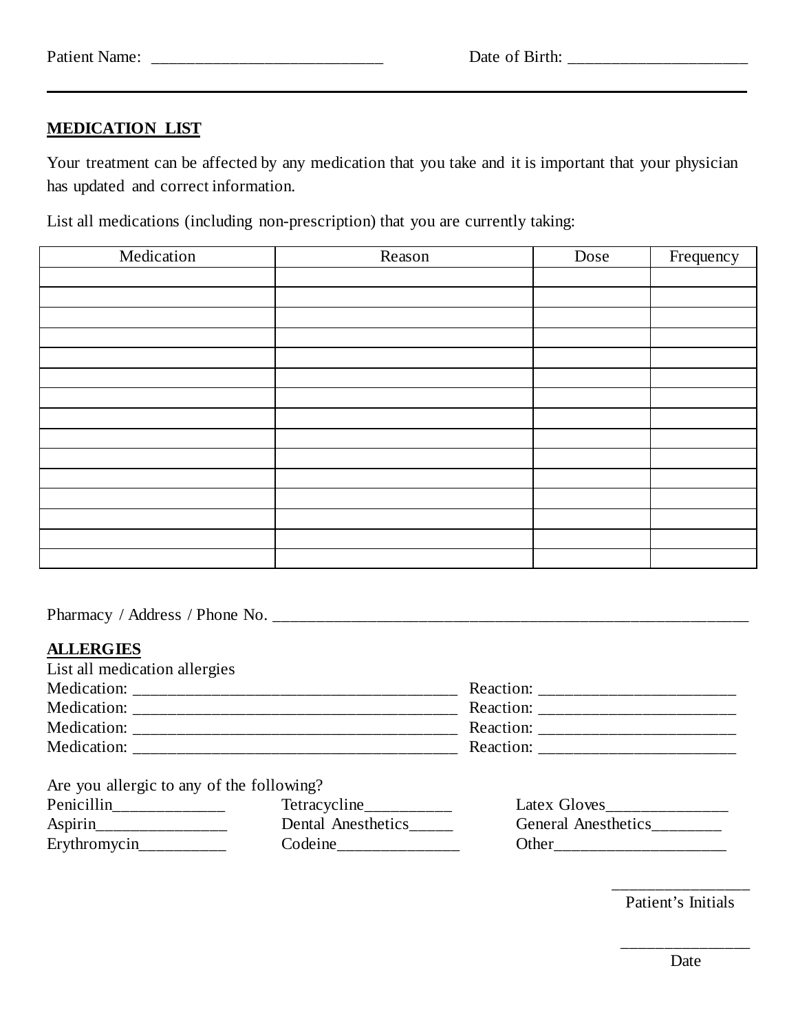Patient Name: ____________________________ Date of Birth: _____________________

---

## MEDICATION LIST

Your treatment can be affected by any medication that you take and it is important that your physician has updated and correct information.

List all medications (including non-prescription) that you are currently taking:

| Medication | Reason | Dose | Frequency |
|---|---|---|---|
| | | | |
| | | | |
| | | | |
| | | | |
| | | | |
| | | | |
| | | | |
| | | | |
| | | | |
| | | | |
| | | | |
| | | | |
| | | | |
| | | | |
| | | | |

Pharmacy / Address / Phone No. ____________________________________________________________

## ALLERGIES

List all medication allergies

Medication: ________________________________________ Reaction: ________________________

Medication: ________________________________________ Reaction: ________________________

Medication: ________________________________________ Reaction: ________________________

Medication: ________________________________________ Reaction: ________________________

Are you allergic to any of the following?

Penicillin______________ Tetracycline___________ Latex Gloves_______________

Aspirin________________ Dental Anesthetics_____ General Anesthetics_________

Erythromycin___________ Codeine_______________ Other_____________________

_________________
Patient's Initials

________________
Date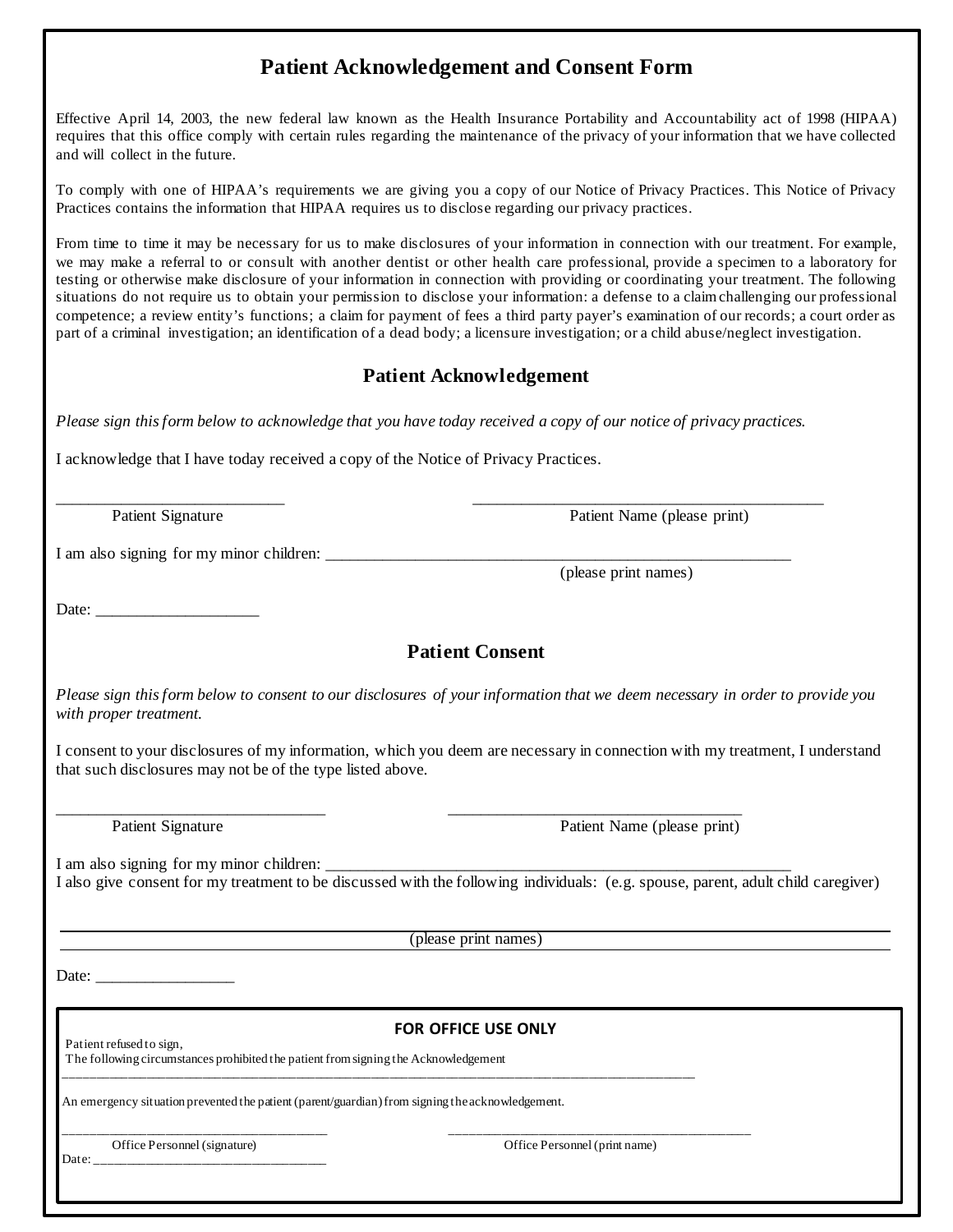# Patient Acknowledgement and Consent Form

Effective April 14, 2003, the new federal law known as the Health Insurance Portability and Accountability act of 1998 (HIPAA) requires that this office comply with certain rules regarding the maintenance of the privacy of your information that we have collected and will collect in the future.

To comply with one of HIPAA's requirements we are giving you a copy of our Notice of Privacy Practices. This Notice of Privacy Practices contains the information that HIPAA requires us to disclose regarding our privacy practices.

From time to time it may be necessary for us to make disclosures of your information in connection with our treatment. For example, we may make a referral to or consult with another dentist or other health care professional, provide a specimen to a laboratory for testing or otherwise make disclosure of your information in connection with providing or coordinating your treatment. The following situations do not require us to obtain your permission to disclose your information: a defense to a claim challenging our professional competence; a review entity's functions; a claim for payment of fees a third party payer's examination of our records; a court order as part of a criminal investigation; an identification of a dead body; a licensure investigation; or a child abuse/neglect investigation.

## Patient Acknowledgement

*Please sign this form below to acknowledge that you have today received a copy of our notice of privacy practices.*

I acknowledge that I have today received a copy of the Notice of Privacy Practices.

\_\_\_\_\_\_\_\_\_\_\_\_\_\_\_\_\_\_\_\_\_\_\_\_\_\_\_\_ \_\_\_\_\_\_\_\_\_\_\_\_\_\_\_\_\_\_\_\_\_\_\_\_\_\_\_\_\_\_\_\_\_\_\_\_\_\_\_\_\_\_\_

Patient Signature Patient Name (please print)

I am also signing for my minor children: \_\_\_\_\_\_\_\_\_\_\_\_\_\_\_\_\_\_\_\_\_\_\_\_\_\_\_\_\_\_\_\_\_\_\_\_\_\_\_\_\_\_\_\_\_\_\_\_\_\_\_\_\_\_\_\_\_\_

(please print names)

Date: \_\_\_\_\_\_\_\_\_\_\_\_\_\_\_\_\_\_\_\_

## Patient Consent

*Please sign this form below to consent to our disclosures of your information that we deem necessary in order to provide you with proper treatment.*

I consent to your disclosures of my information, which you deem are necessary in connection with my treatment, I understand that such disclosures may not be of the type listed above.

\_\_\_\_\_\_\_\_\_\_\_\_\_\_\_\_\_\_\_\_\_\_\_\_\_\_\_\_\_\_\_\_\_\_ \_\_\_\_\_\_\_\_\_\_\_\_\_\_\_\_\_\_\_\_\_\_\_\_\_\_\_\_\_\_\_\_\_\_\_\_\_\_

Patient Signature Patient Name (please print)

I am also signing for my minor children: \_\_\_\_\_\_\_\_\_\_\_\_\_\_\_\_\_\_\_\_\_\_\_\_\_\_\_\_\_\_\_\_\_\_\_\_\_\_\_\_\_\_\_\_\_\_\_\_\_\_\_\_\_\_\_\_\_\_

I also give consent for my treatment to be discussed with the following individuals: (e.g. spouse, parent, adult child caregiver)

\_\_\_\_\_\_\_\_\_\_\_\_\_\_\_\_\_\_\_\_\_\_\_\_\_\_\_\_\_\_\_\_\_\_\_\_\_\_\_\_\_\_\_\_\_\_\_\_\_\_\_\_\_\_\_\_\_\_\_\_\_\_\_\_\_\_\_\_\_\_\_\_\_\_\_\_\_\_\_\_\_\_\_\_\_\_\_\_\_\_\_\_\_\_\_\_\_\_

(please print names)

Date: \_\_\_\_\_\_\_\_\_\_\_\_\_\_\_\_\_

**FOR OFFICE USE ONLY**

Patient refused to sign,

The following circumstances prohibited the patient from signing the Acknowledgement

\_\_\_\_\_\_\_\_\_\_\_\_\_\_\_\_\_\_\_\_\_\_\_\_\_\_\_\_\_\_\_\_\_\_\_\_\_\_\_\_\_\_\_\_\_\_\_\_\_\_\_\_\_\_\_\_\_\_\_\_\_\_\_\_\_\_\_\_\_\_\_\_\_\_\_\_\_\_\_\_\_\_\_\_\_\_\_\_\_\_

An emergency situation prevented the patient (parent/guardian) from signing the acknowledgement.

\_\_\_\_\_\_\_\_\_\_\_\_\_\_\_\_\_\_\_\_\_\_\_\_\_\_\_\_\_\_\_\_\_\_\_\_\_\_\_\_ \_\_\_\_\_\_\_\_\_\_\_\_\_\_\_\_\_\_\_\_\_\_\_\_\_\_\_\_\_\_\_\_\_\_\_\_\_\_\_\_\_\_\_\_\_\_

Office Personnel (signature) Office Personnel (print name)

Date: \_\_\_\_\_\_\_\_\_\_\_\_\_\_\_\_\_\_\_\_\_\_\_\_\_\_\_\_\_\_\_\_\_\_\_\_\_\_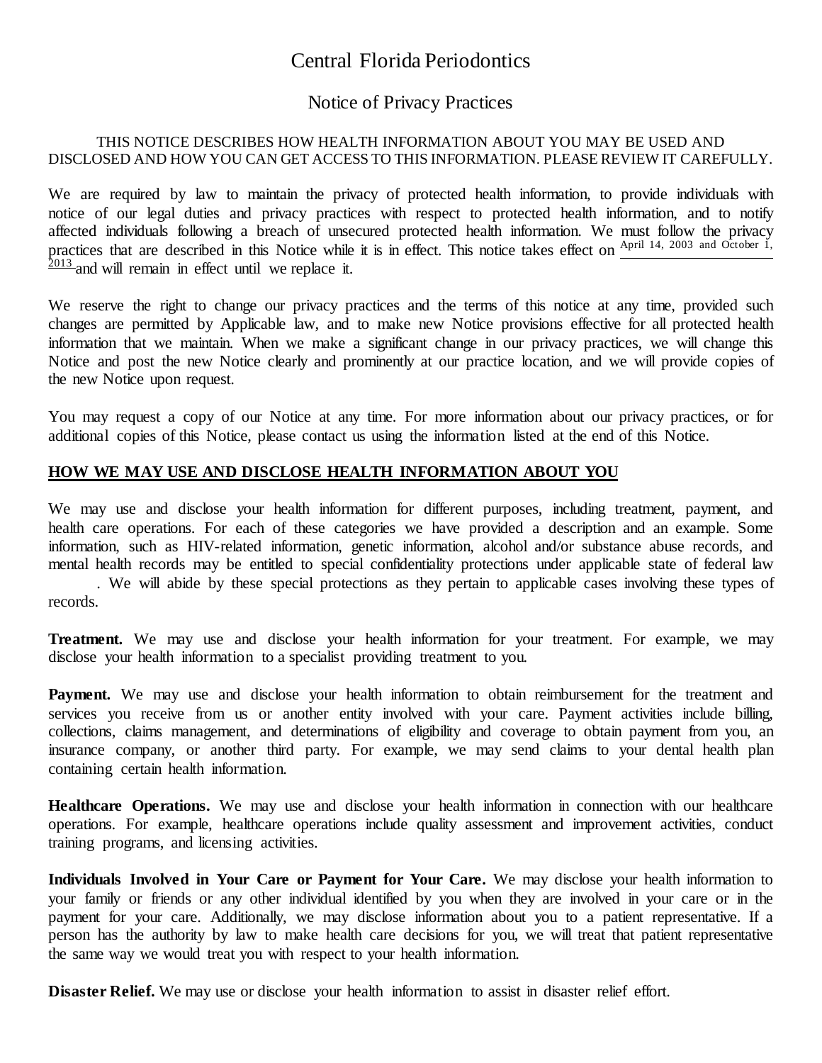# Central Florida Periodontics

## Notice of Privacy Practices

THIS NOTICE DESCRIBES HOW HEALTH INFORMATION ABOUT YOU MAY BE USED AND DISCLOSED AND HOW YOU CAN GET ACCESS TO THIS INFORMATION. PLEASE REVIEW IT CAREFULLY.

We are required by law to maintain the privacy of protected health information, to provide individuals with notice of our legal duties and privacy practices with respect to protected health information, and to notify affected individuals following a breach of unsecured protected health information. We must follow the privacy practices that are described in this Notice while it is in effect. This notice takes effect on April 14, 2003 and October 1, 2013 and will remain in effect until we replace it.

We reserve the right to change our privacy practices and the terms of this notice at any time, provided such changes are permitted by Applicable law, and to make new Notice provisions effective for all protected health information that we maintain. When we make a significant change in our privacy practices, we will change this Notice and post the new Notice clearly and prominently at our practice location, and we will provide copies of the new Notice upon request.

You may request a copy of our Notice at any time. For more information about our privacy practices, or for additional copies of this Notice, please contact us using the information listed at the end of this Notice.

**HOW WE MAY USE AND DISCLOSE HEALTH INFORMATION ABOUT YOU**

We may use and disclose your health information for different purposes, including treatment, payment, and health care operations. For each of these categories we have provided a description and an example. Some information, such as HIV-related information, genetic information, alcohol and/or substance abuse records, and mental health records may be entitled to special confidentiality protections under applicable state of federal law . We will abide by these special protections as they pertain to applicable cases involving these types of records.

**Treatment.** We may use and disclose your health information for your treatment. For example, we may disclose your health information to a specialist providing treatment to you.

**Payment.** We may use and disclose your health information to obtain reimbursement for the treatment and services you receive from us or another entity involved with your care. Payment activities include billing, collections, claims management, and determinations of eligibility and coverage to obtain payment from you, an insurance company, or another third party. For example, we may send claims to your dental health plan containing certain health information.

**Healthcare Operations.** We may use and disclose your health information in connection with our healthcare operations. For example, healthcare operations include quality assessment and improvement activities, conduct training programs, and licensing activities.

**Individuals Involved in Your Care or Payment for Your Care.** We may disclose your health information to your family or friends or any other individual identified by you when they are involved in your care or in the payment for your care. Additionally, we may disclose information about you to a patient representative. If a person has the authority by law to make health care decisions for you, we will treat that patient representative the same way we would treat you with respect to your health information.

**Disaster Relief.** We may use or disclose your health information to assist in disaster relief effort.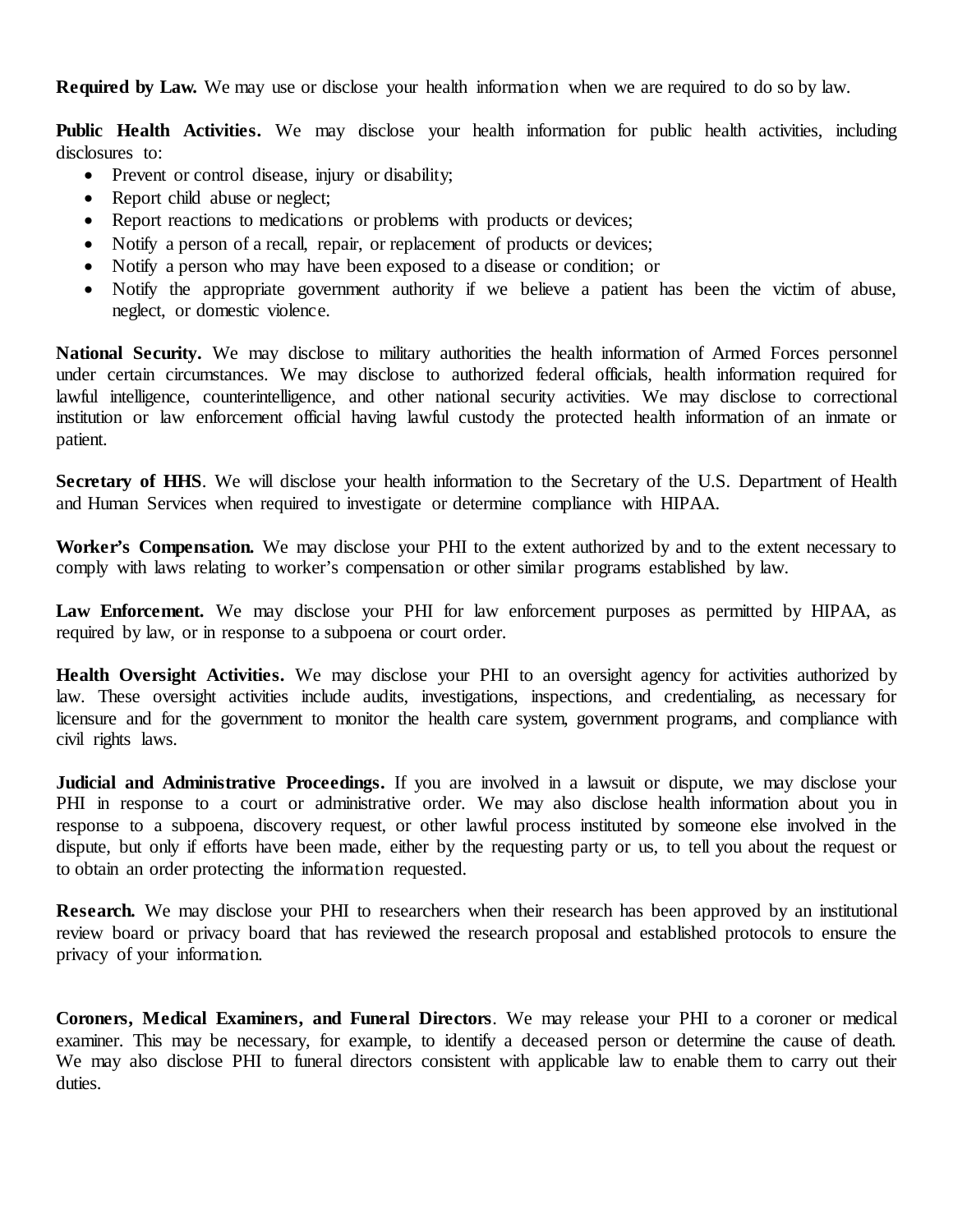**Required by Law.** We may use or disclose your health information when we are required to do so by law.

**Public Health Activities.** We may disclose your health information for public health activities, including disclosures to:

- Prevent or control disease, injury or disability;
- Report child abuse or neglect;
- Report reactions to medications or problems with products or devices;
- Notify a person of a recall, repair, or replacement of products or devices;
- Notify a person who may have been exposed to a disease or condition; or
- Notify the appropriate government authority if we believe a patient has been the victim of abuse, neglect, or domestic violence.

**National Security.** We may disclose to military authorities the health information of Armed Forces personnel under certain circumstances. We may disclose to authorized federal officials, health information required for lawful intelligence, counterintelligence, and other national security activities. We may disclose to correctional institution or law enforcement official having lawful custody the protected health information of an inmate or patient.

**Secretary of HHS**. We will disclose your health information to the Secretary of the U.S. Department of Health and Human Services when required to investigate or determine compliance with HIPAA.

**Worker's Compensation.** We may disclose your PHI to the extent authorized by and to the extent necessary to comply with laws relating to worker's compensation or other similar programs established by law.

**Law Enforcement.** We may disclose your PHI for law enforcement purposes as permitted by HIPAA, as required by law, or in response to a subpoena or court order.

**Health Oversight Activities.** We may disclose your PHI to an oversight agency for activities authorized by law. These oversight activities include audits, investigations, inspections, and credentialing, as necessary for licensure and for the government to monitor the health care system, government programs, and compliance with civil rights laws.

**Judicial and Administrative Proceedings.** If you are involved in a lawsuit or dispute, we may disclose your PHI in response to a court or administrative order. We may also disclose health information about you in response to a subpoena, discovery request, or other lawful process instituted by someone else involved in the dispute, but only if efforts have been made, either by the requesting party or us, to tell you about the request or to obtain an order protecting the information requested.

**Research.** We may disclose your PHI to researchers when their research has been approved by an institutional review board or privacy board that has reviewed the research proposal and established protocols to ensure the privacy of your information.

**Coroners, Medical Examiners, and Funeral Directors**. We may release your PHI to a coroner or medical examiner. This may be necessary, for example, to identify a deceased person or determine the cause of death. We may also disclose PHI to funeral directors consistent with applicable law to enable them to carry out their duties.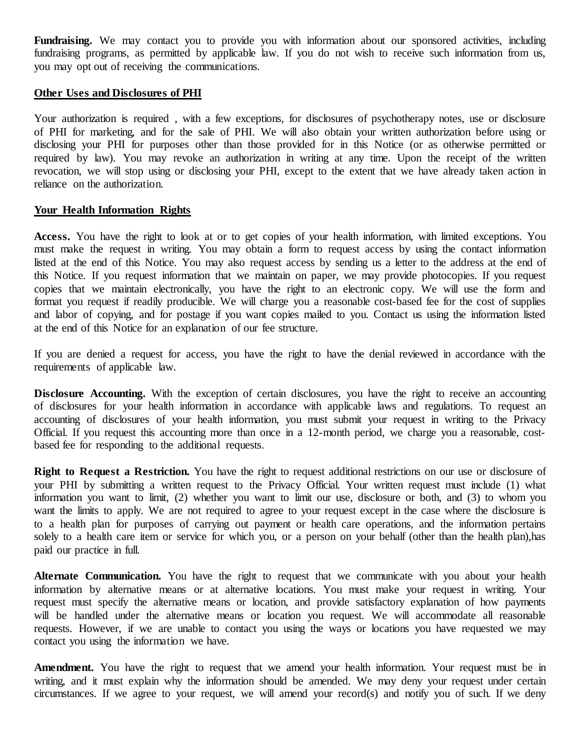**Fundraising.** We may contact you to provide you with information about our sponsored activities, including fundraising programs, as permitted by applicable law. If you do not wish to receive such information from us, you may opt out of receiving the communications.

## Other Uses and Disclosures of PHI

Your authorization is required , with a few exceptions, for disclosures of psychotherapy notes, use or disclosure of PHI for marketing, and for the sale of PHI. We will also obtain your written authorization before using or disclosing your PHI for purposes other than those provided for in this Notice (or as otherwise permitted or required by law). You may revoke an authorization in writing at any time. Upon the receipt of the written revocation, we will stop using or disclosing your PHI, except to the extent that we have already taken action in reliance on the authorization.

## Your Health Information Rights

**Access.** You have the right to look at or to get copies of your health information, with limited exceptions. You must make the request in writing. You may obtain a form to request access by using the contact information listed at the end of this Notice. You may also request access by sending us a letter to the address at the end of this Notice. If you request information that we maintain on paper, we may provide photocopies. If you request copies that we maintain electronically, you have the right to an electronic copy. We will use the form and format you request if readily producible. We will charge you a reasonable cost-based fee for the cost of supplies and labor of copying, and for postage if you want copies mailed to you. Contact us using the information listed at the end of this Notice for an explanation of our fee structure.

If you are denied a request for access, you have the right to have the denial reviewed in accordance with the requirements of applicable law.

**Disclosure Accounting.** With the exception of certain disclosures, you have the right to receive an accounting of disclosures for your health information in accordance with applicable laws and regulations. To request an accounting of disclosures of your health information, you must submit your request in writing to the Privacy Official. If you request this accounting more than once in a 12-month period, we charge you a reasonable, cost-based fee for responding to the additional requests.

**Right to Request a Restriction.** You have the right to request additional restrictions on our use or disclosure of your PHI by submitting a written request to the Privacy Official. Your written request must include (1) what information you want to limit, (2) whether you want to limit our use, disclosure or both, and (3) to whom you want the limits to apply. We are not required to agree to your request except in the case where the disclosure is to a health plan for purposes of carrying out payment or health care operations, and the information pertains solely to a health care item or service for which you, or a person on your behalf (other than the health plan),has paid our practice in full.

**Alternate Communication.** You have the right to request that we communicate with you about your health information by alternative means or at alternative locations. You must make your request in writing. Your request must specify the alternative means or location, and provide satisfactory explanation of how payments will be handled under the alternative means or location you request. We will accommodate all reasonable requests. However, if we are unable to contact you using the ways or locations you have requested we may contact you using the information we have.

**Amendment.** You have the right to request that we amend your health information. Your request must be in writing, and it must explain why the information should be amended. We may deny your request under certain circumstances. If we agree to your request, we will amend your record(s) and notify you of such. If we deny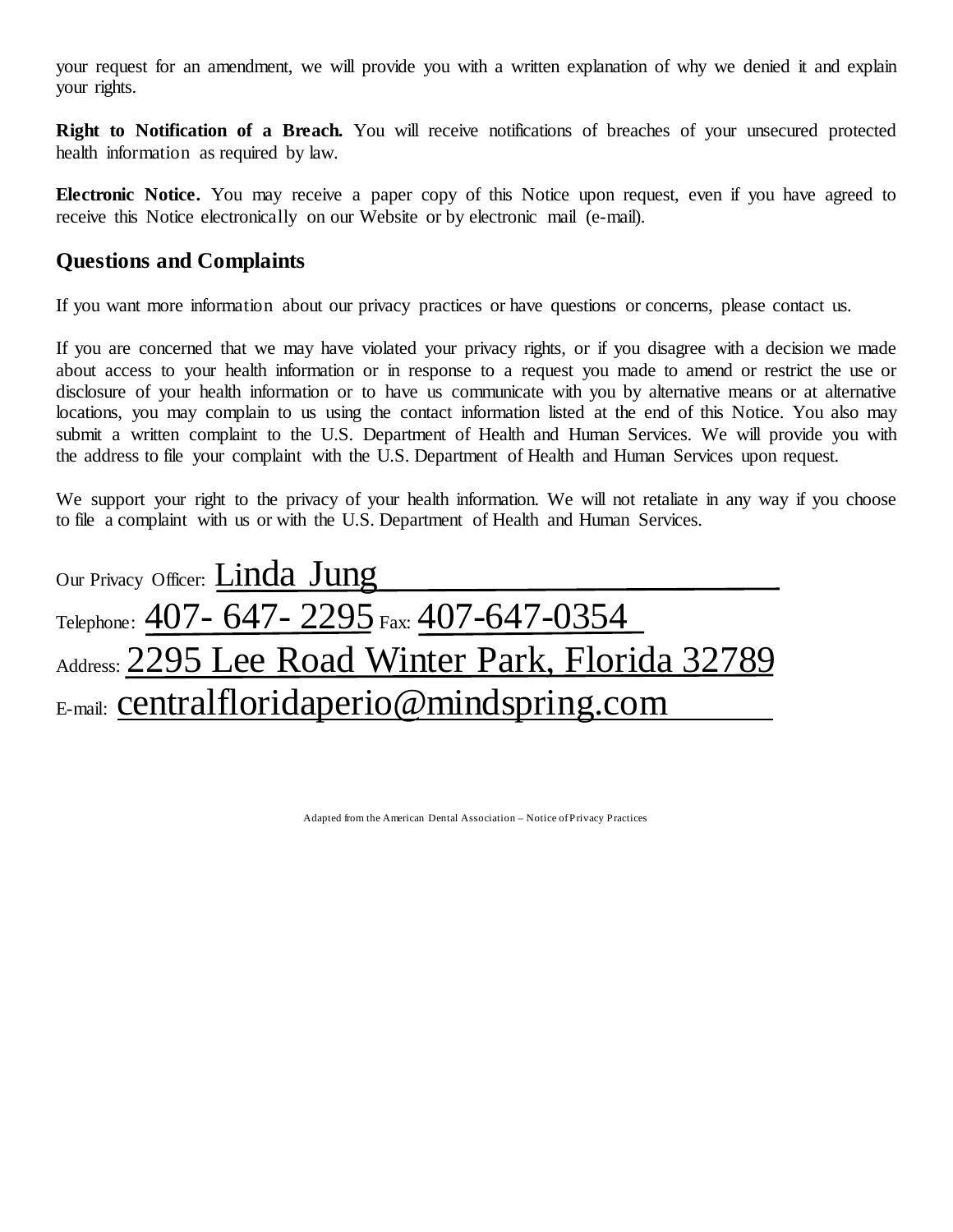your request for an amendment, we will provide you with a written explanation of why we denied it and explain your rights.

**Right to Notification of a Breach.** You will receive notifications of breaches of your unsecured protected health information as required by law.

**Electronic Notice.** You may receive a paper copy of this Notice upon request, even if you have agreed to receive this Notice electronically on our Website or by electronic mail (e-mail).

## Questions and Complaints

If you want more information about our privacy practices or have questions or concerns, please contact us.

If you are concerned that we may have violated your privacy rights, or if you disagree with a decision we made about access to your health information or in response to a request you made to amend or restrict the use or disclosure of your health information or to have us communicate with you by alternative means or at alternative locations, you may complain to us using the contact information listed at the end of this Notice. You also may submit a written complaint to the U.S. Department of Health and Human Services. We will provide you with the address to file your complaint with the U.S. Department of Health and Human Services upon request.

We support your right to the privacy of your health information. We will not retaliate in any way if you choose to file a complaint with us or with the U.S. Department of Health and Human Services.

Our Privacy Officer: Linda Jung

Telephone: 407- 647- 2295 Fax: 407-647-0354

Address: 2295 Lee Road Winter Park, Florida 32789

E-mail: centralfloridaperio@mindspring.com

Adapted from the American Dental Association – Notice of Privacy Practices